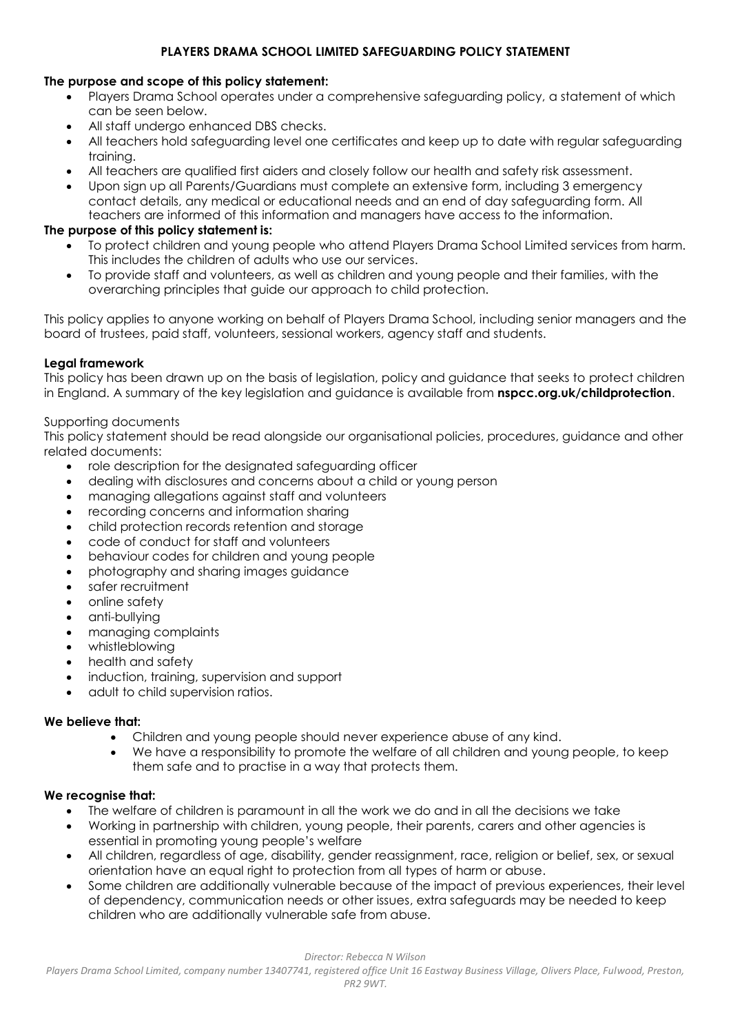# PLAYERS DRAMA SCHOOL LIMITED SAFEGUARDING POLICY STATEMENT

**The purpose and scope of this policy statement:**

- Players Drama School operates under a comprehensive safeguarding policy, a statement of which can be seen below.
- All staff undergo enhanced DBS checks.
- All teachers hold safeguarding level one certificates and keep up to date with regular safeguarding training.
- All teachers are qualified first aiders and closely follow our health and safety risk assessment.
- Upon sign up all Parents/Guardians must complete an extensive form, including 3 emergency contact details, any medical or educational needs and an end of day safeguarding form. All teachers are informed of this information and managers have access to the information.

**The purpose of this policy statement is:**

- To protect children and young people who attend Players Drama School Limited services from harm. This includes the children of adults who use our services.
- To provide staff and volunteers, as well as children and young people and their families, with the overarching principles that guide our approach to child protection.

This policy applies to anyone working on behalf of Players Drama School, including senior managers and the board of trustees, paid staff, volunteers, sessional workers, agency staff and students.

**Legal framework**

This policy has been drawn up on the basis of legislation, policy and guidance that seeks to protect children in England. A summary of the key legislation and guidance is available from **nspcc.org.uk/childprotection**.

Supporting documents

This policy statement should be read alongside our organisational policies, procedures, guidance and other related documents:

- role description for the designated safeguarding officer
- dealing with disclosures and concerns about a child or young person
- managing allegations against staff and volunteers
- recording concerns and information sharing
- child protection records retention and storage
- code of conduct for staff and volunteers
- behaviour codes for children and young people
- photography and sharing images guidance
- safer recruitment
- online safety
- anti-bullying
- managing complaints
- whistleblowing
- health and safety
- induction, training, supervision and support
- adult to child supervision ratios.

**We believe that:**

- Children and young people should never experience abuse of any kind.
- We have a responsibility to promote the welfare of all children and young people, to keep them safe and to practise in a way that protects them.

**We recognise that:**

- The welfare of children is paramount in all the work we do and in all the decisions we take
- Working in partnership with children, young people, their parents, carers and other agencies is essential in promoting young people's welfare
- All children, regardless of age, disability, gender reassignment, race, religion or belief, sex, or sexual orientation have an equal right to protection from all types of harm or abuse.
- Some children are additionally vulnerable because of the impact of previous experiences, their level of dependency, communication needs or other issues, extra safeguards may be needed to keep children who are additionally vulnerable safe from abuse.

*Director: Rebecca N Wilson*

*Players Drama School Limited, company number 13407741, registered office Unit 16 Eastway Business Village, Olivers Place, Fulwood, Preston, PR2 9WT.*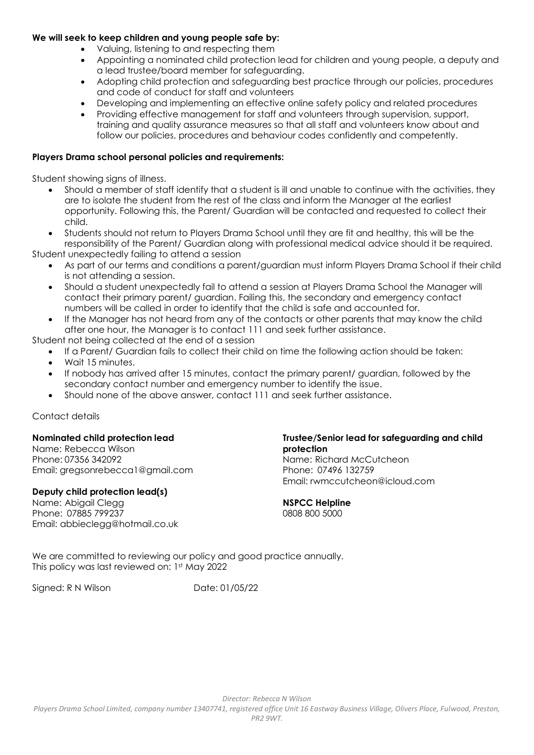**We will seek to keep children and young people safe by:**

- Valuing, listening to and respecting them
- Appointing a nominated child protection lead for children and young people, a deputy and a lead trustee/board member for safeguarding.
- Adopting child protection and safeguarding best practice through our policies, procedures and code of conduct for staff and volunteers
- Developing and implementing an effective online safety policy and related procedures
- Providing effective management for staff and volunteers through supervision, support, training and quality assurance measures so that all staff and volunteers know about and follow our policies, procedures and behaviour codes confidently and competently.

**Players Drama school personal policies and requirements:**

Student showing signs of illness.

- Should a member of staff identify that a student is ill and unable to continue with the activities, they are to isolate the student from the rest of the class and inform the Manager at the earliest opportunity. Following this, the Parent/ Guardian will be contacted and requested to collect their child.
- Students should not return to Players Drama School until they are fit and healthy, this will be the responsibility of the Parent/ Guardian along with professional medical advice should it be required.

Student unexpectedly failing to attend a session

- As part of our terms and conditions a parent/guardian must inform Players Drama School if their child is not attending a session.
- Should a student unexpectedly fail to attend a session at Players Drama School the Manager will contact their primary parent/ guardian. Failing this, the secondary and emergency contact numbers will be called in order to identify that the child is safe and accounted for.
- If the Manager has not heard from any of the contacts or other parents that may know the child after one hour, the Manager is to contact 111 and seek further assistance.

Student not being collected at the end of a session

- If a Parent/ Guardian fails to collect their child on time the following action should be taken:
- Wait 15 minutes.
- If nobody has arrived after 15 minutes, contact the primary parent/ guardian, followed by the secondary contact number and emergency number to identify the issue.
- Should none of the above answer, contact 111 and seek further assistance.

Contact details

**Nominated child protection lead**
Name: Rebecca Wilson
Phone: 07356 342092
Email: gregsonrebecca1@gmail.com

**Deputy child protection lead(s)**
Name: Abigail Clegg
Phone: 07885 799237
Email: abbieclegg@hotmail.co.uk

**Trustee/Senior lead for safeguarding and child protection**
Name: Richard McCutcheon
Phone: 07496 132759
Email: rwmccutcheon@icloud.com

**NSPCC Helpline**
0808 800 5000

We are committed to reviewing our policy and good practice annually.
This policy was last reviewed on: 1st May 2022

Signed: R N Wilson Date: 01/05/22

*Director: Rebecca N Wilson*

*Players Drama School Limited, company number 13407741, registered office Unit 16 Eastway Business Village, Olivers Place, Fulwood, Preston, PR2 9WT.*